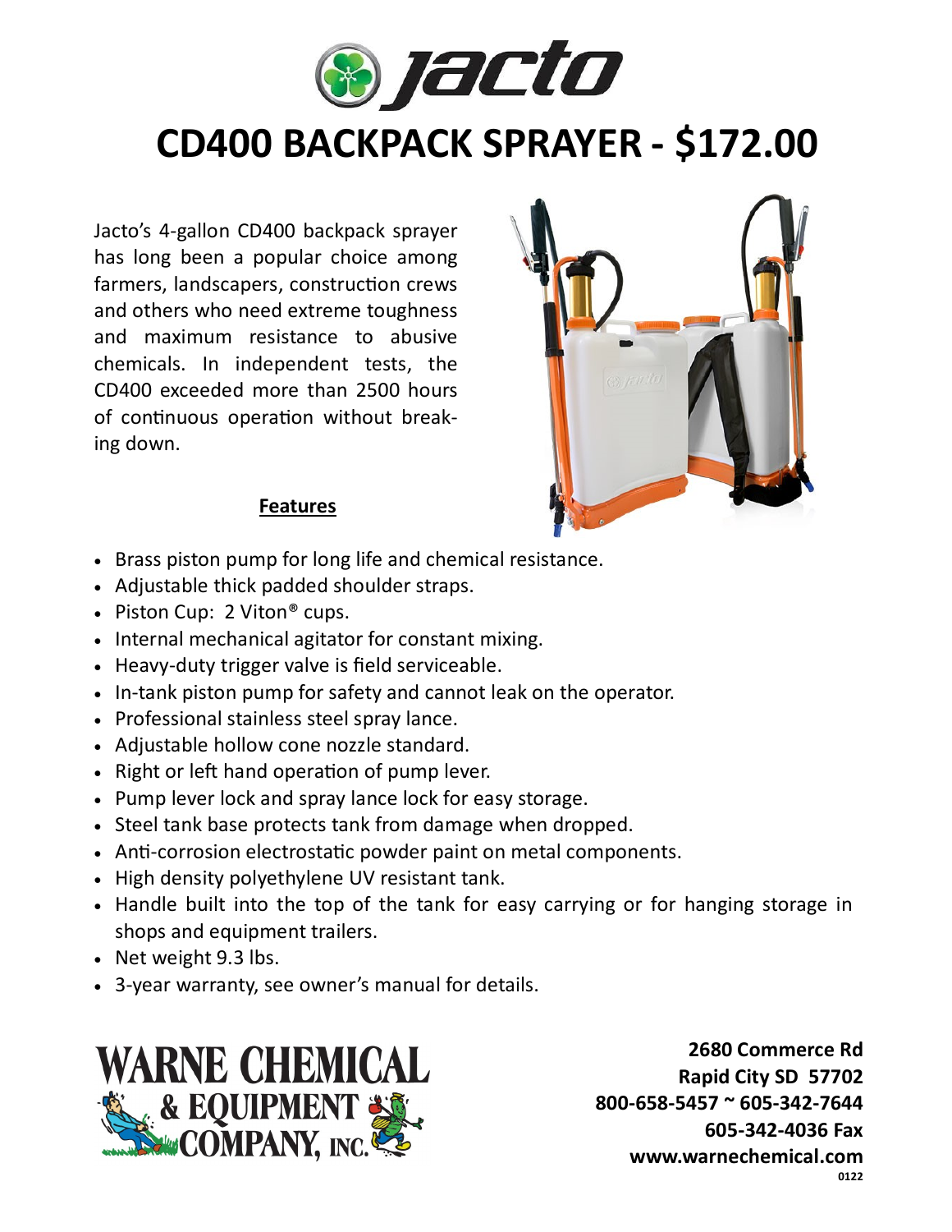# CD400 BACKPACK SPRAYER - $172.00

Jacto's 4-gallon CD400 backpack sprayer has long been a popular choice among farmers, landscapers, construction crews and others who need extreme toughness and maximum resistance to abusive chemicals. In independent tests, the CD400 exceeded more than 2500 hours of continuous operation without breaking down.

**Features**

- Brass piston pump for long life and chemical resistance.
- Adjustable thick padded shoulder straps.
- Piston Cup: 2 Viton® cups.
- Internal mechanical agitator for constant mixing.
- Heavy-duty trigger valve is field serviceable.
- In-tank piston pump for safety and cannot leak on the operator.
- Professional stainless steel spray lance.
- Adjustable hollow cone nozzle standard.
- Right or left hand operation of pump lever.
- Pump lever lock and spray lance lock for easy storage.
- Steel tank base protects tank from damage when dropped.
- Anti-corrosion electrostatic powder paint on metal components.
- High density polyethylene UV resistant tank.
- Handle built into the top of the tank for easy carrying or for hanging storage in shops and equipment trailers.
- Net weight 9.3 lbs.
- 3-year warranty, see owner's manual for details.

WARNE CHEMICAL & EQUIPMENT COMPANY, INC.

**2680 Commerce Rd**
**Rapid City SD 57702**
**800-658-5457 ~ 605-342-7644**
**605-342-4036 Fax**
**www.warnechemical.com**
0122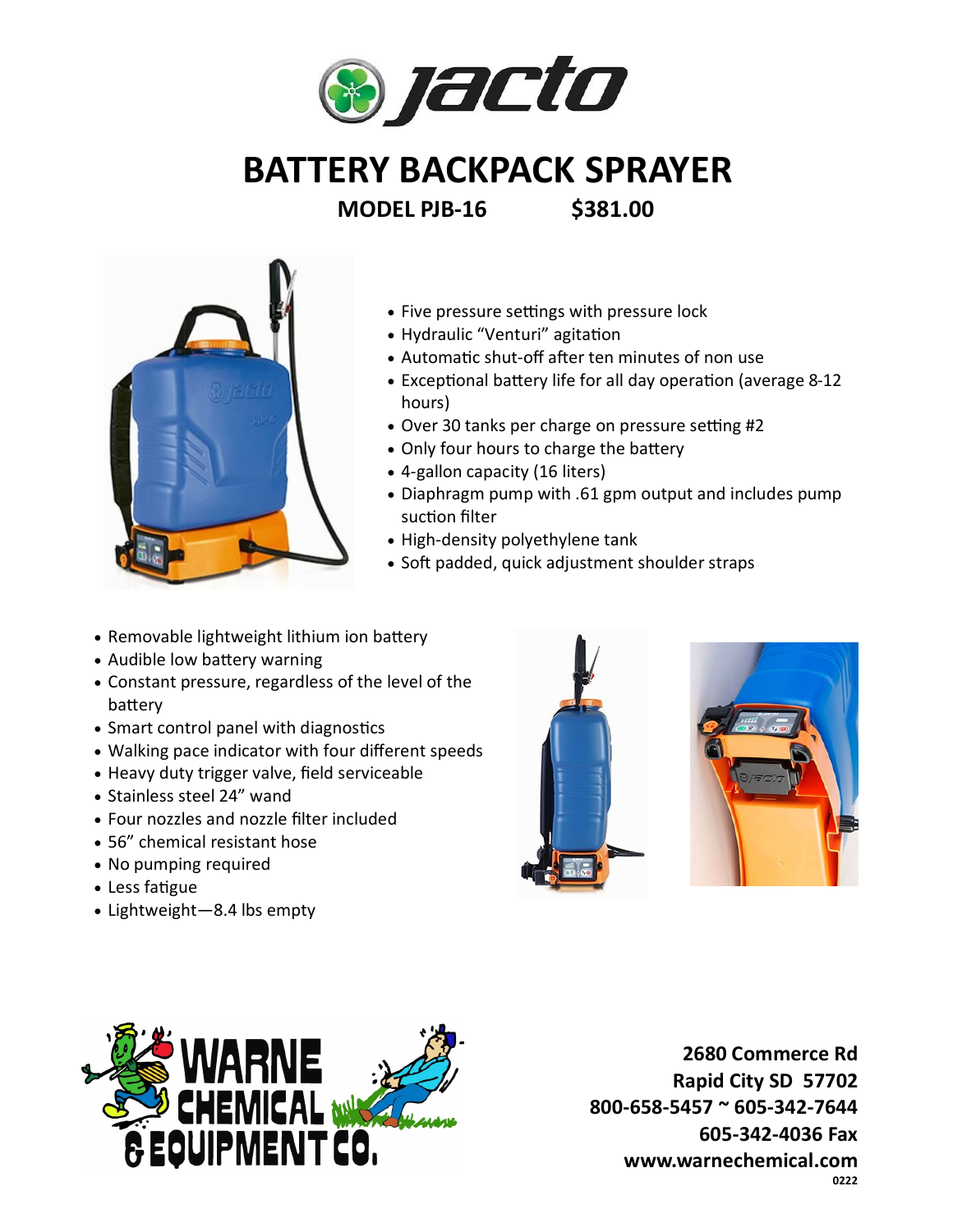jacto

# BATTERY BACKPACK SPRAYER

## MODEL PJB-16 $381.00

- Five pressure settings with pressure lock
- Hydraulic "Venturi" agitation
- Automatic shut-off after ten minutes of non use
- Exceptional battery life for all day operation (average 8-12 hours)
- Over 30 tanks per charge on pressure setting #2
- Only four hours to charge the battery
- 4-gallon capacity (16 liters)
- Diaphragm pump with .61 gpm output and includes pump suction filter
- High-density polyethylene tank
- Soft padded, quick adjustment shoulder straps

- Removable lightweight lithium ion battery
- Audible low battery warning
- Constant pressure, regardless of the level of the battery
- Smart control panel with diagnostics
- Walking pace indicator with four different speeds
- Heavy duty trigger valve, field serviceable
- Stainless steel 24" wand
- Four nozzles and nozzle filter included
- 56" chemical resistant hose
- No pumping required
- Less fatigue
- Lightweight—8.4 lbs empty

WARNE CHEMICAL & EQUIPMENT CO.

**2680 Commerce Rd**
**Rapid City SD 57702**
**800-658-5457 ~ 605-342-7644**
**605-342-4036 Fax**
**www.warnechemical.com**
0222